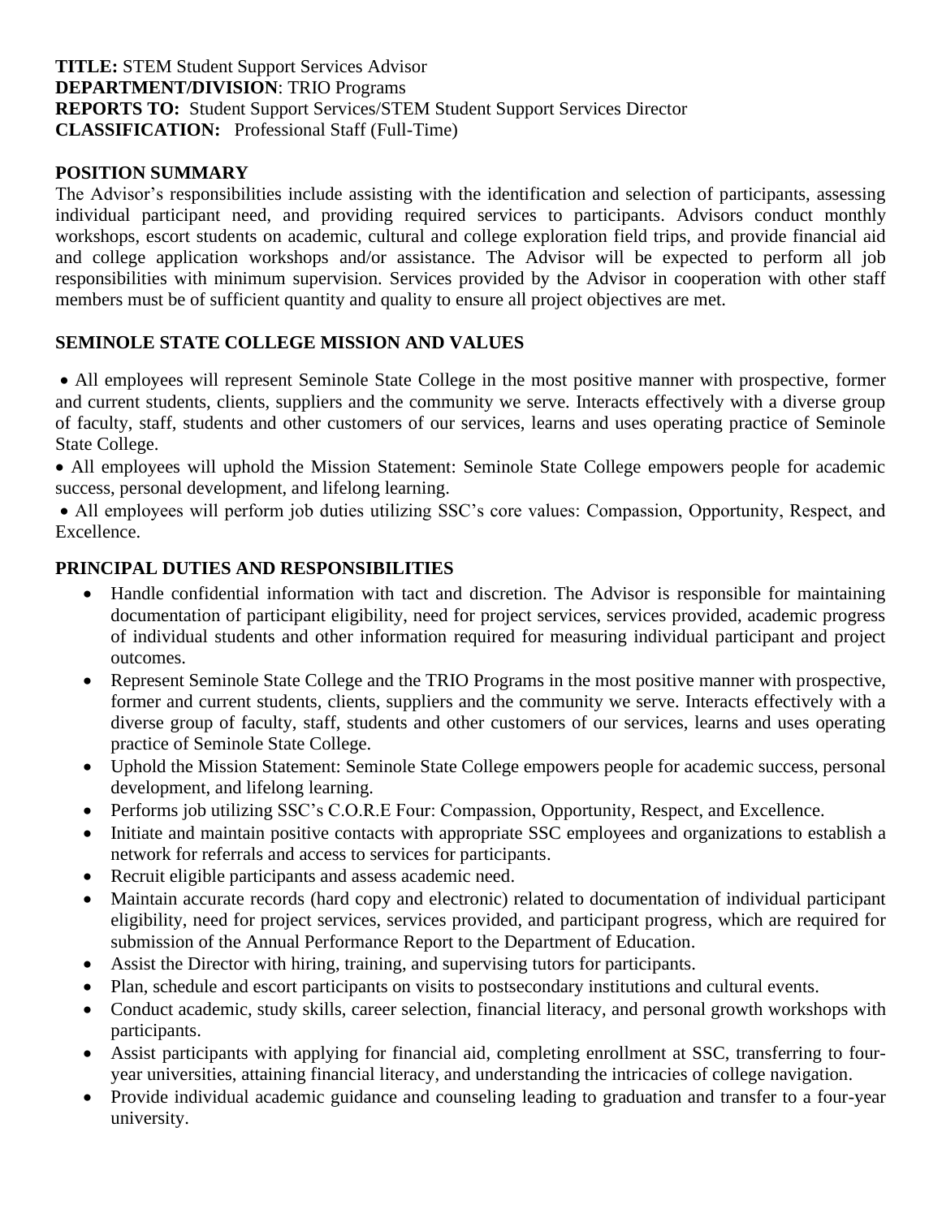**TITLE:** STEM Student Support Services Advisor
**DEPARTMENT/DIVISION**: TRIO Programs
**REPORTS TO:** Student Support Services/STEM Student Support Services Director
**CLASSIFICATION:** Professional Staff (Full-Time)

## POSITION SUMMARY

The Advisor's responsibilities include assisting with the identification and selection of participants, assessing individual participant need, and providing required services to participants. Advisors conduct monthly workshops, escort students on academic, cultural and college exploration field trips, and provide financial aid and college application workshops and/or assistance. The Advisor will be expected to perform all job responsibilities with minimum supervision. Services provided by the Advisor in cooperation with other staff members must be of sufficient quantity and quality to ensure all project objectives are met.

## SEMINOLE STATE COLLEGE MISSION AND VALUES

- All employees will represent Seminole State College in the most positive manner with prospective, former and current students, clients, suppliers and the community we serve. Interacts effectively with a diverse group of faculty, staff, students and other customers of our services, learns and uses operating practice of Seminole State College.
- All employees will uphold the Mission Statement: Seminole State College empowers people for academic success, personal development, and lifelong learning.
- All employees will perform job duties utilizing SSC's core values: Compassion, Opportunity, Respect, and Excellence.

## PRINCIPAL DUTIES AND RESPONSIBILITIES

- Handle confidential information with tact and discretion. The Advisor is responsible for maintaining documentation of participant eligibility, need for project services, services provided, academic progress of individual students and other information required for measuring individual participant and project outcomes.
- Represent Seminole State College and the TRIO Programs in the most positive manner with prospective, former and current students, clients, suppliers and the community we serve. Interacts effectively with a diverse group of faculty, staff, students and other customers of our services, learns and uses operating practice of Seminole State College.
- Uphold the Mission Statement: Seminole State College empowers people for academic success, personal development, and lifelong learning.
- Performs job utilizing SSC's C.O.R.E Four: Compassion, Opportunity, Respect, and Excellence.
- Initiate and maintain positive contacts with appropriate SSC employees and organizations to establish a network for referrals and access to services for participants.
- Recruit eligible participants and assess academic need.
- Maintain accurate records (hard copy and electronic) related to documentation of individual participant eligibility, need for project services, services provided, and participant progress, which are required for submission of the Annual Performance Report to the Department of Education.
- Assist the Director with hiring, training, and supervising tutors for participants.
- Plan, schedule and escort participants on visits to postsecondary institutions and cultural events.
- Conduct academic, study skills, career selection, financial literacy, and personal growth workshops with participants.
- Assist participants with applying for financial aid, completing enrollment at SSC, transferring to four-year universities, attaining financial literacy, and understanding the intricacies of college navigation.
- Provide individual academic guidance and counseling leading to graduation and transfer to a four-year university.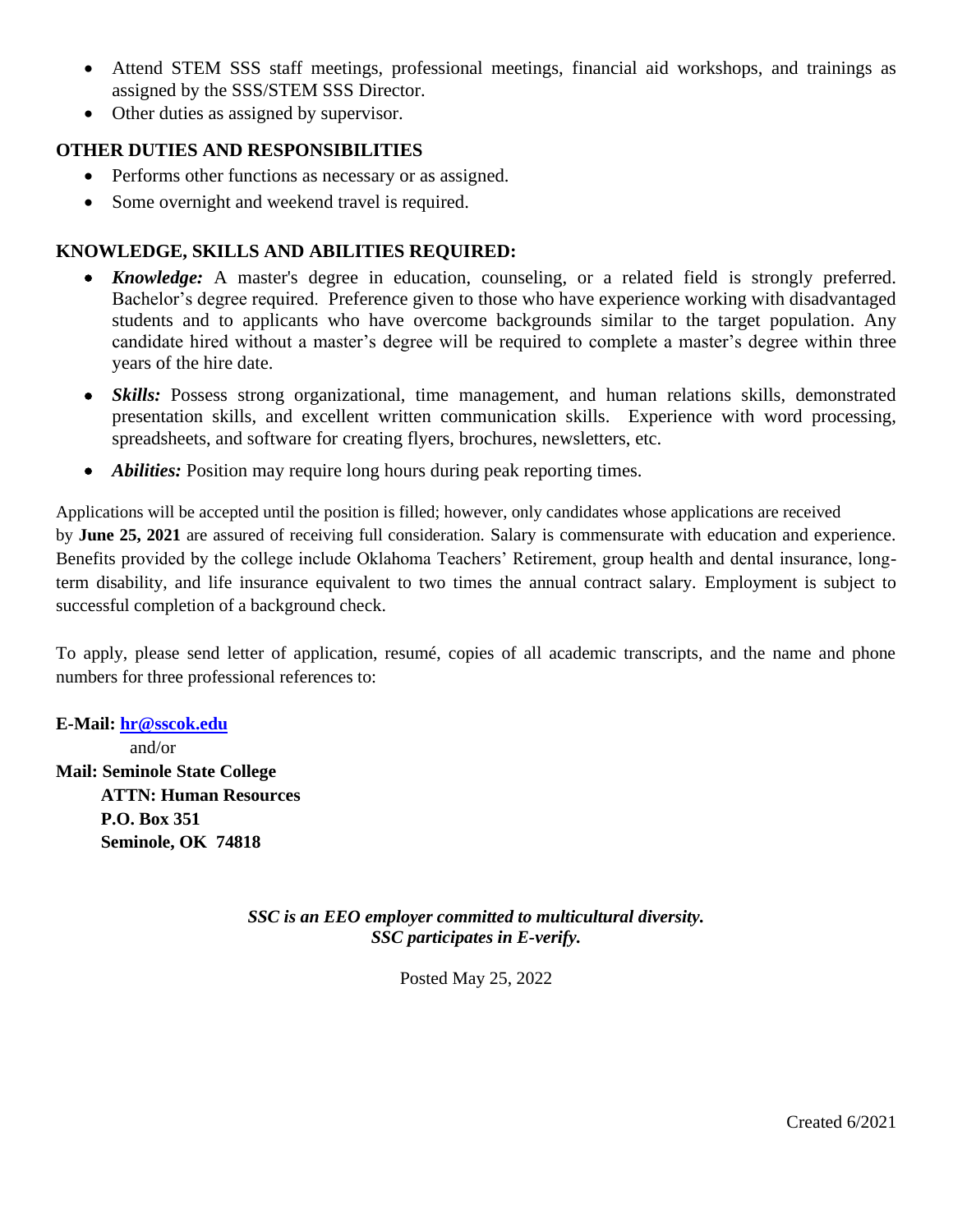- Attend STEM SSS staff meetings, professional meetings, financial aid workshops, and trainings as assigned by the SSS/STEM SSS Director.
- Other duties as assigned by supervisor.

**OTHER DUTIES AND RESPONSIBILITIES**

- Performs other functions as necessary or as assigned.
- Some overnight and weekend travel is required.

**KNOWLEDGE, SKILLS AND ABILITIES REQUIRED:**

- ***Knowledge:*** A master's degree in education, counseling, or a related field is strongly preferred. Bachelor's degree required. Preference given to those who have experience working with disadvantaged students and to applicants who have overcome backgrounds similar to the target population. Any candidate hired without a master's degree will be required to complete a master's degree within three years of the hire date.
- ***Skills:*** Possess strong organizational, time management, and human relations skills, demonstrated presentation skills, and excellent written communication skills. Experience with word processing, spreadsheets, and software for creating flyers, brochures, newsletters, etc.
- ***Abilities:*** Position may require long hours during peak reporting times.

Applications will be accepted until the position is filled; however, only candidates whose applications are received by **June 25, 2021** are assured of receiving full consideration. Salary is commensurate with education and experience. Benefits provided by the college include Oklahoma Teachers' Retirement, group health and dental insurance, long-term disability, and life insurance equivalent to two times the annual contract salary. Employment is subject to successful completion of a background check.

To apply, please send letter of application, resumé, copies of all academic transcripts, and the name and phone numbers for three professional references to:

**E-Mail: hr@sscok.edu**

and/or

**Mail: Seminole State College**
**ATTN: Human Resources**
**P.O. Box 351**
**Seminole, OK 74818**

***SSC is an EEO employer committed to multicultural diversity.***
***SSC participates in E-verify.***

Posted May 25, 2022

Created 6/2021